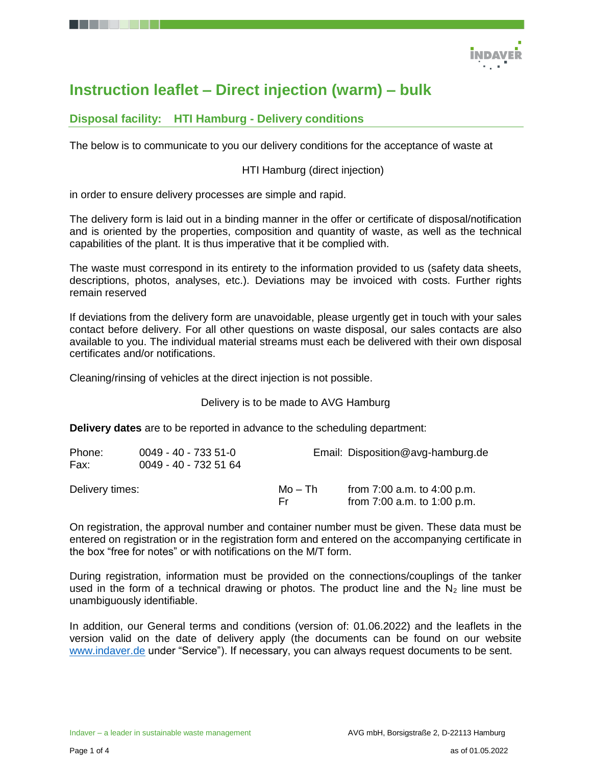# Instruction leaflet – Direct injection (warm) – bulk

## Disposal facility: HTI Hamburg - Delivery conditions

The below is to communicate to you our delivery conditions for the acceptance of waste at

HTI Hamburg (direct injection)

in order to ensure delivery processes are simple and rapid.

The delivery form is laid out in a binding manner in the offer or certificate of disposal/notification and is oriented by the properties, composition and quantity of waste, as well as the technical capabilities of the plant. It is thus imperative that it be complied with.

The waste must correspond in its entirety to the information provided to us (safety data sheets, descriptions, photos, analyses, etc.). Deviations may be invoiced with costs. Further rights remain reserved

If deviations from the delivery form are unavoidable, please urgently get in touch with your sales contact before delivery. For all other questions on waste disposal, our sales contacts are also available to you. The individual material streams must each be delivered with their own disposal certificates and/or notifications.

Cleaning/rinsing of vehicles at the direct injection is not possible.

Delivery is to be made to AVG Hamburg

**Delivery dates** are to be reported in advance to the scheduling department:

Phone: 0049 - 40 - 733 51-0
Fax: 0049 - 40 - 732 51 64
Email: Disposition@avg-hamburg.de

| Delivery times: | | |
|---|---|---|
| | Mo – Th | from 7:00 a.m. to 4:00 p.m. |
| | Fr | from 7:00 a.m. to 1:00 p.m. |

On registration, the approval number and container number must be given. These data must be entered on registration or in the registration form and entered on the accompanying certificate in the box "free for notes" or with notifications on the M/T form.

During registration, information must be provided on the connections/couplings of the tanker used in the form of a technical drawing or photos. The product line and the $N_2$ line must be unambiguously identifiable.

In addition, our General terms and conditions (version of: 01.06.2022) and the leaflets in the version valid on the date of delivery apply (the documents can be found on our website www.indaver.de under "Service"). If necessary, you can always request documents to be sent.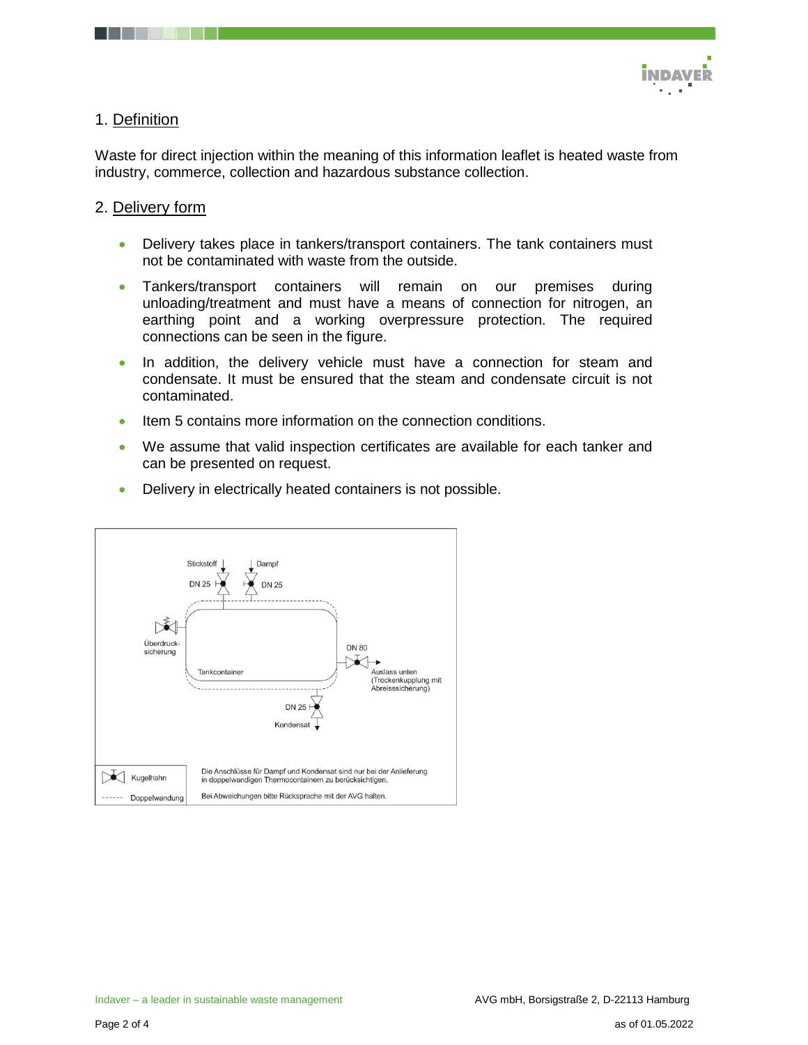## 1. Definition

Waste for direct injection within the meaning of this information leaflet is heated waste from industry, commerce, collection and hazardous substance collection.

## 2. Delivery form

- Delivery takes place in tankers/transport containers. The tank containers must not be contaminated with waste from the outside.
- Tankers/transport containers will remain on our premises during unloading/treatment and must have a means of connection for nitrogen, an earthing point and a working overpressure protection. The required connections can be seen in the figure.
- In addition, the delivery vehicle must have a connection for steam and condensate. It must be ensured that the steam and condensate circuit is not contaminated.
- Item 5 contains more information on the connection conditions.
- We assume that valid inspection certificates are available for each tanker and can be presented on request.
- Delivery in electrically heated containers is not possible.

Stickstoff DN 25 | Dampf DN 25 | Überdruck-sicherung | Tankcontainer | DN 80 | Auslass unten (Trockenkupplung mit Abreisssicherung) | DN 25 | Kondensat

Kugelhahn | Doppelwandung

Die Anschlüsse für Dampf und Kondensat sind nur bei der Anlieferung in doppelwandigen Thermocontainern zu berücksichtigen.

Bei Abweichungen bitte Rücksprache mit der AVG halten.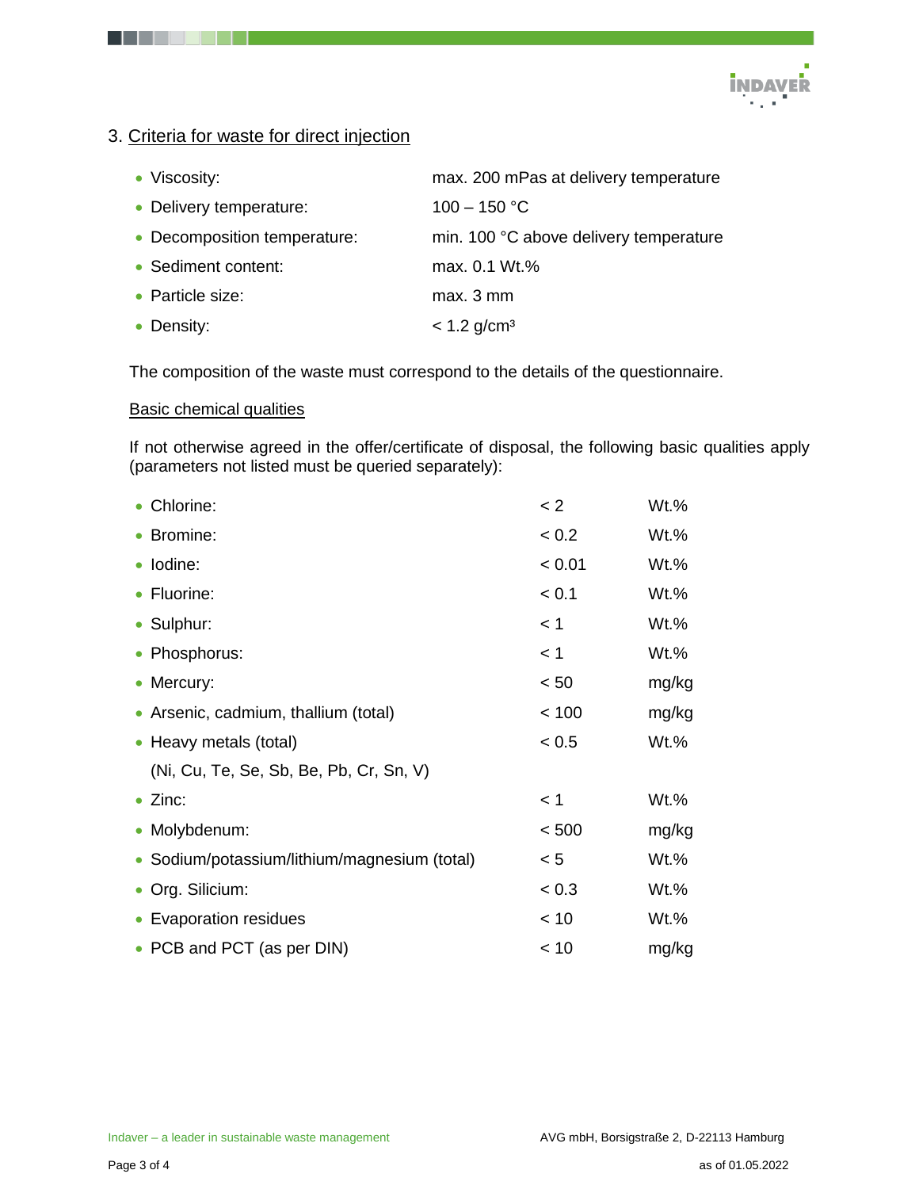## 3. Criteria for waste for direct injection

- Viscosity: max. 200 mPas at delivery temperature
- Delivery temperature: 100 – 150 °C
- Decomposition temperature: min. 100 °C above delivery temperature
- Sediment content: max. 0.1 Wt.%
- Particle size: max. 3 mm
- Density: < 1.2 g/cm³

The composition of the waste must correspond to the details of the questionnaire.

### Basic chemical qualities

If not otherwise agreed in the offer/certificate of disposal, the following basic qualities apply (parameters not listed must be queried separately):

| Parameter | Limit | Unit |
|---|---|---|
| Chlorine: | < 2 | Wt.% |
| Bromine: | < 0.2 | Wt.% |
| Iodine: | < 0.01 | Wt.% |
| Fluorine: | < 0.1 | Wt.% |
| Sulphur: | < 1 | Wt.% |
| Phosphorus: | < 1 | Wt.% |
| Mercury: | < 50 | mg/kg |
| Arsenic, cadmium, thallium (total) | < 100 | mg/kg |
| Heavy metals (total) (Ni, Cu, Te, Se, Sb, Be, Pb, Cr, Sn, V) | < 0.5 | Wt.% |
| Zinc: | < 1 | Wt.% |
| Molybdenum: | < 500 | mg/kg |
| Sodium/potassium/lithium/magnesium (total) | < 5 | Wt.% |
| Org. Silicium: | < 0.3 | Wt.% |
| Evaporation residues | < 10 | Wt.% |
| PCB and PCT (as per DIN) | < 10 | mg/kg |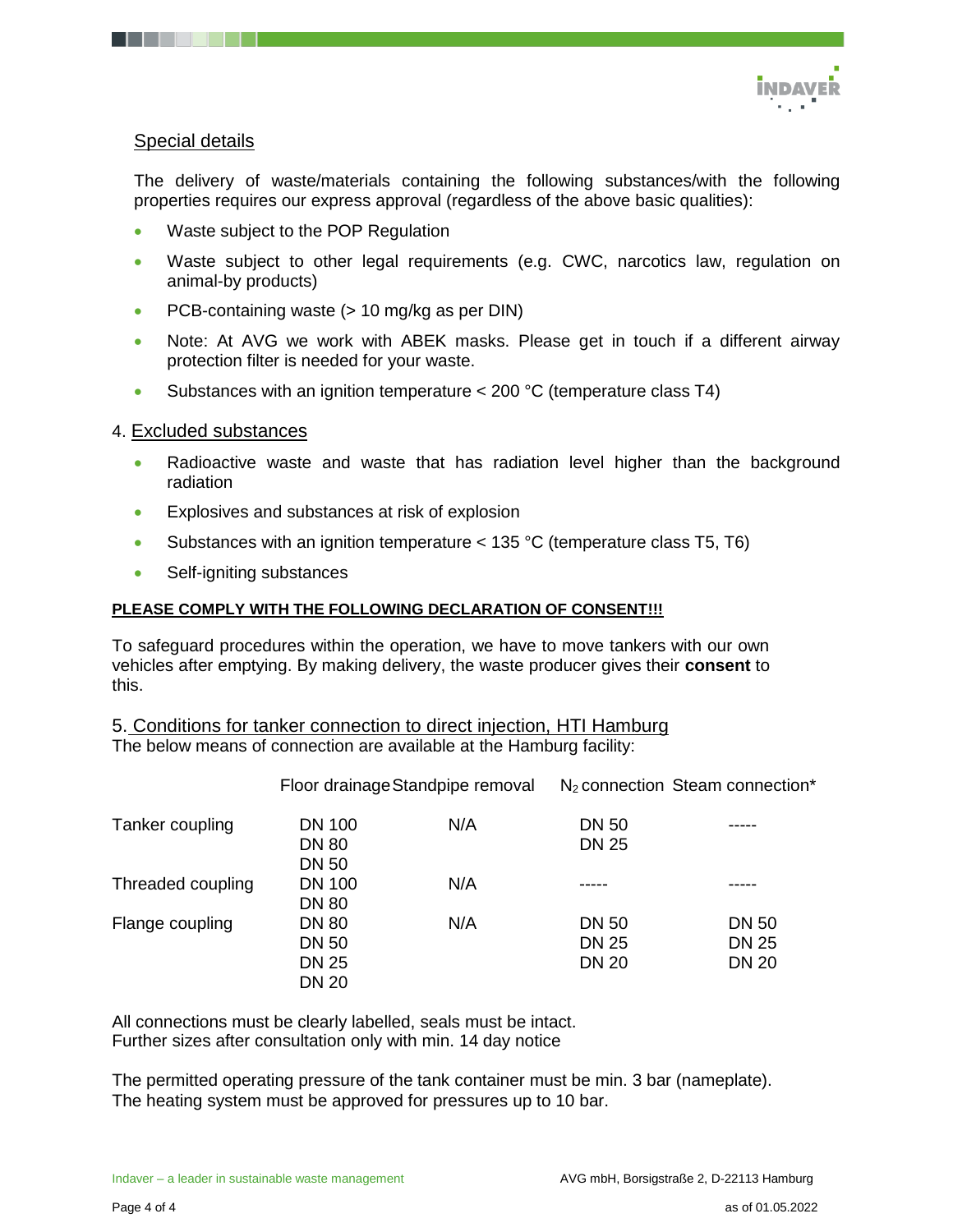## Special details

The delivery of waste/materials containing the following substances/with the following properties requires our express approval (regardless of the above basic qualities):

- Waste subject to the POP Regulation
- Waste subject to other legal requirements (e.g. CWC, narcotics law, regulation on animal-by products)
- PCB-containing waste (> 10 mg/kg as per DIN)
- Note: At AVG we work with ABEK masks. Please get in touch if a different airway protection filter is needed for your waste.
- Substances with an ignition temperature < 200 °C (temperature class T4)

## 4. Excluded substances

- Radioactive waste and waste that has radiation level higher than the background radiation
- Explosives and substances at risk of explosion
- Substances with an ignition temperature < 135 °C (temperature class T5, T6)
- Self-igniting substances

**PLEASE COMPLY WITH THE FOLLOWING DECLARATION OF CONSENT!!!**

To safeguard procedures within the operation, we have to move tankers with our own vehicles after emptying. By making delivery, the waste producer gives their **consent** to this.

## 5. Conditions for tanker connection to direct injection, HTI Hamburg

The below means of connection are available at the Hamburg facility:

| | Floor drainage | Standpipe removal | $N_2$ connection | Steam connection* |
|---|---|---|---|---|
| Tanker coupling | DN 100<br>DN 80<br>DN 50 | N/A | DN 50<br>DN 25 | ----- |
| Threaded coupling | DN 100<br>DN 80 | N/A | ----- | ----- |
| Flange coupling | DN 80<br>DN 50<br>DN 25<br>DN 20 | N/A | DN 50<br>DN 25<br>DN 20 | DN 50<br>DN 25<br>DN 20 |

All connections must be clearly labelled, seals must be intact.
Further sizes after consultation only with min. 14 day notice

The permitted operating pressure of the tank container must be min. 3 bar (nameplate).
The heating system must be approved for pressures up to 10 bar.